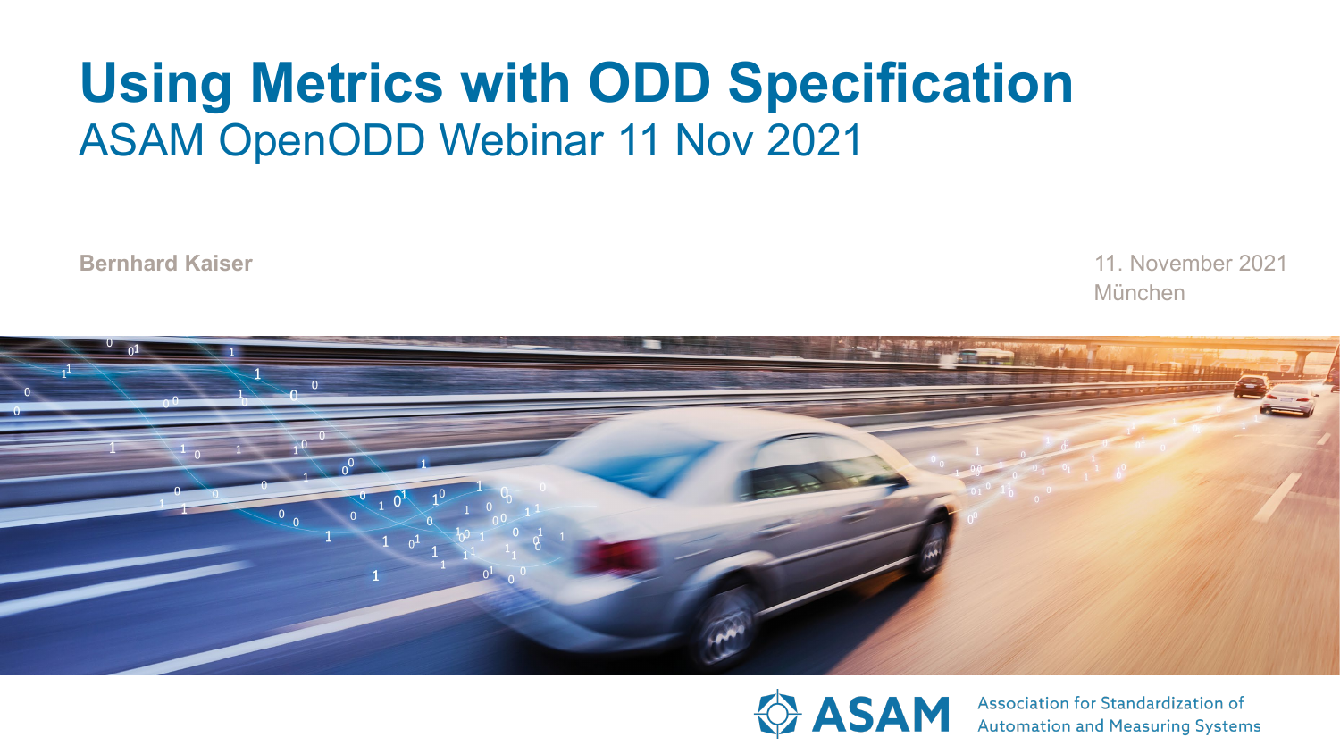# Using Metrics with ODD Specification

ASAM OpenODD Webinar 11 Nov 2021

**Bernhard Kaiser**

11. November 2021
München

ASAM Association for Standardization of Automation and Measuring Systems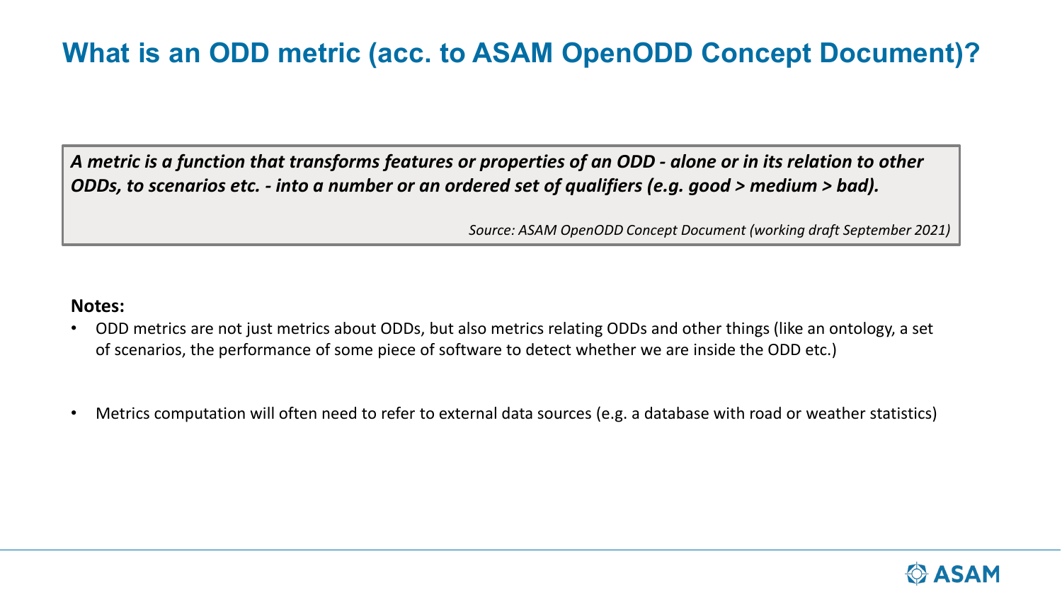# What is an ODD metric (acc. to ASAM OpenODD Concept Document)?

> ***A metric is a function that transforms features or properties of an ODD - alone or in its relation to other ODDs, to scenarios etc. - into a number or an ordered set of qualifiers (e.g. good > medium > bad).***
>
> *Source: ASAM OpenODD Concept Document (working draft September 2021)*

**Notes:**

- ODD metrics are not just metrics about ODDs, but also metrics relating ODDs and other things (like an ontology, a set of scenarios, the performance of some piece of software to detect whether we are inside the ODD etc.)
- Metrics computation will often need to refer to external data sources (e.g. a database with road or weather statistics)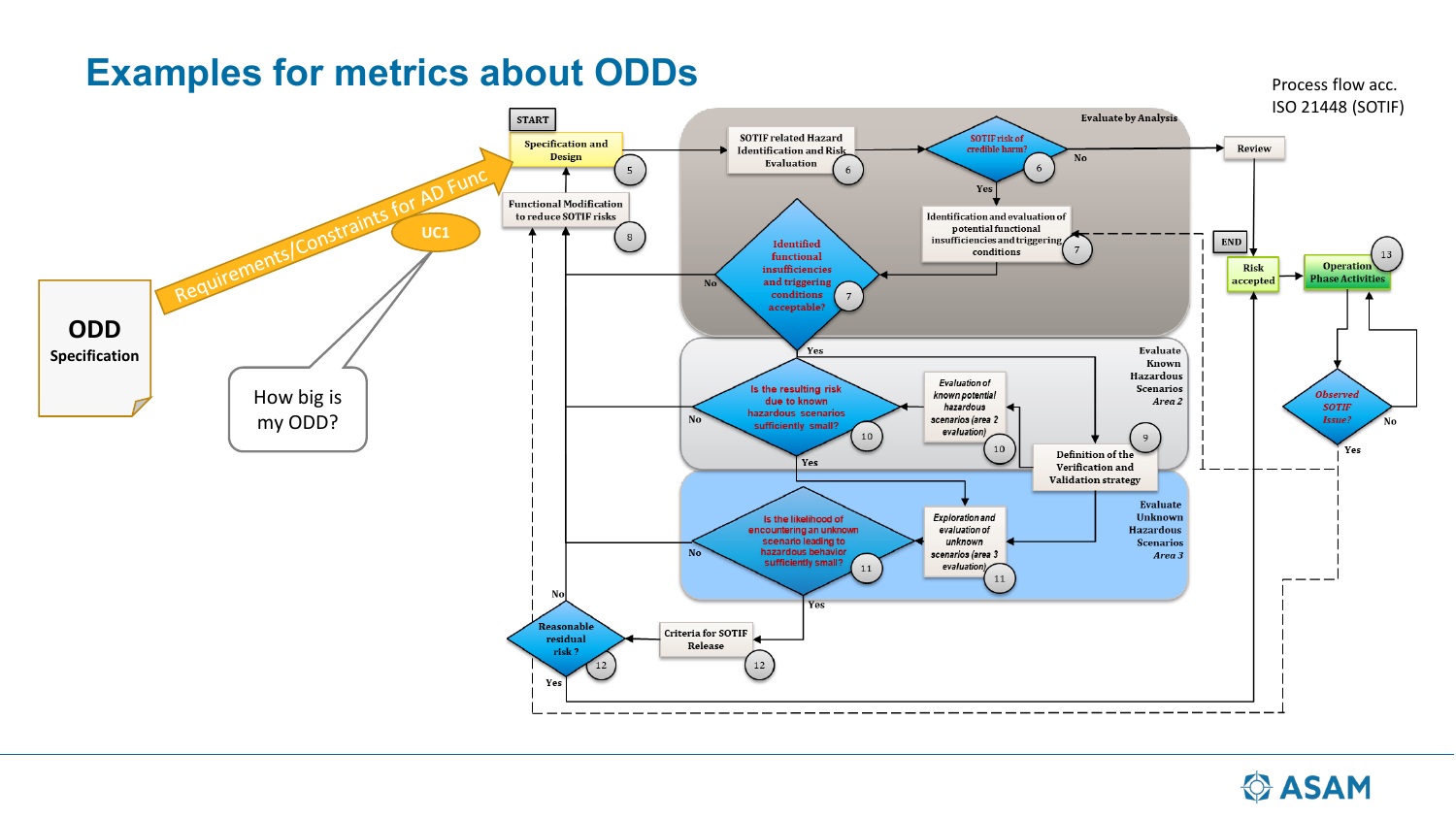# Examples for metrics about ODDs

Process flow acc. ISO 21448 (SOTIF)

**ODD Specification**

Requirements/Constraints for AD Func

UC1

How big is my ODD?

START

Specification and Design (5)

Functional Modification to reduce SOTIF risks (8)

Evaluate by Analysis

SOTIF related Hazard Identification and Risk Evaluation (6)

SOTIF risk of credible harm? (6)

No → Review

Yes → Identification and evaluation of potential functional insufficiencies and triggering conditions (7)

Identified functional insufficiencies and triggering conditions acceptable? (7)

Evaluate Known Hazardous Scenarios *Area 2*

Is the resulting risk due to known hazardous scenarios sufficiently small? (10)

*Evaluation of known potential hazardous scenarios (area 2 evaluation)* (10)

Definition of the Verification and Validation strategy (9)

Evaluate Unknown Hazardous Scenarios *Area 3*

Is the likelihood of encountering an unknown scenario leading to hazardous behavior sufficiently small? (11)

*Exploration and evaluation of unknown scenarios (area 3 evaluation)* (11)

Criteria for SOTIF Release (12)

Reasonable residual risk? (12)

END

Risk accepted

Operation Phase Activities (13)

*Observed SOTIF Issue?*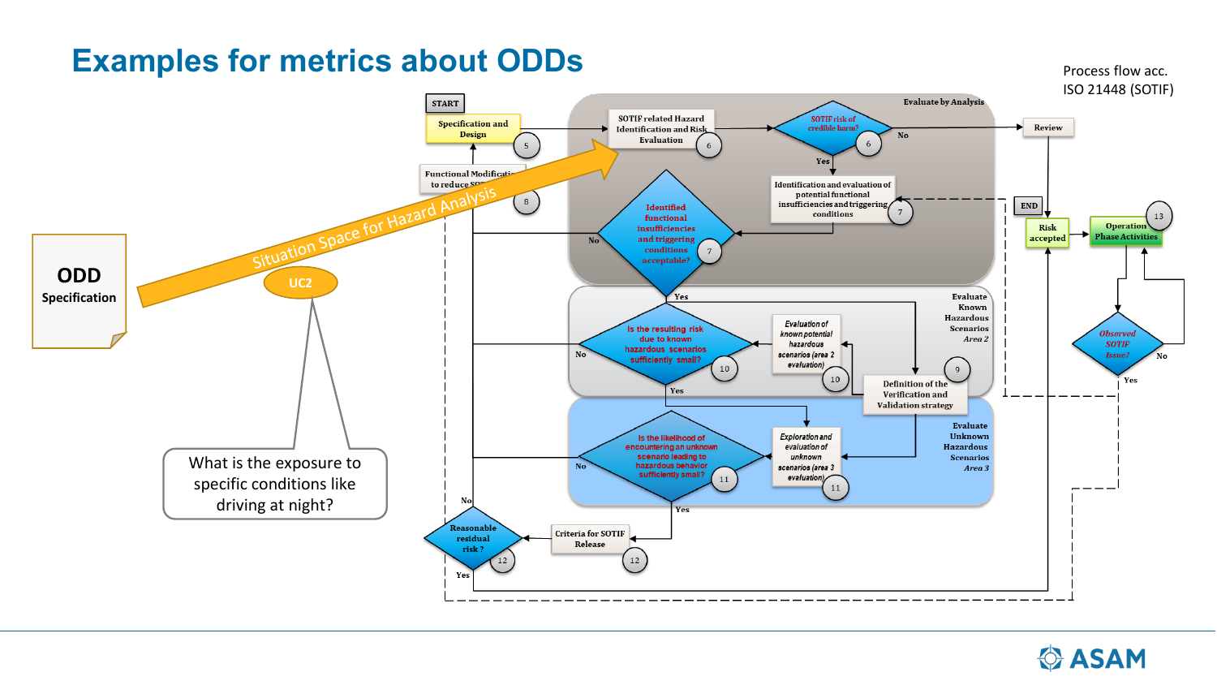# Examples for metrics about ODDs

Process flow acc. ISO 21448 (SOTIF)

**ODD Specification**

Situation Space for Hazard Analysis

UC2

What is the exposure to specific conditions like driving at night?

START

Specification and Design (5)

Functional Modification to reduce SOTIF (8)

Evaluate by Analysis

SOTIF related Hazard Identification and Risk Evaluation (6)

SOTIF risk of credible harm? (6) — No → Review; Yes ↓

Identification and evaluation of potential functional insufficiencies and triggering conditions (7)

Identified functional insufficiencies and triggering conditions acceptable? (7) — No / Yes

Evaluate Known Hazardous Scenarios *Area 2*

Is the resulting risk due to known hazardous scenarios sufficiently small? (10) — No / Yes

*Evaluation of known potential hazardous scenarios (area 2 evaluation)* (10)

Definition of the Verification and Validation strategy (9)

Evaluate Unknown Hazardous Scenarios *Area 3*

Is the likelihood of encountering an unknown scenario leading to hazardous behavior sufficiently small? (11) — No / Yes

*Exploration and evaluation of unknown scenarios (area 3 evaluation)* (11)

Criteria for SOTIF Release (12)

Reasonable residual risk? (12) — No / Yes

Review

END

Risk accepted

Operation Phase Activities (13)

*Observed SOTIF Issue?* — No / Yes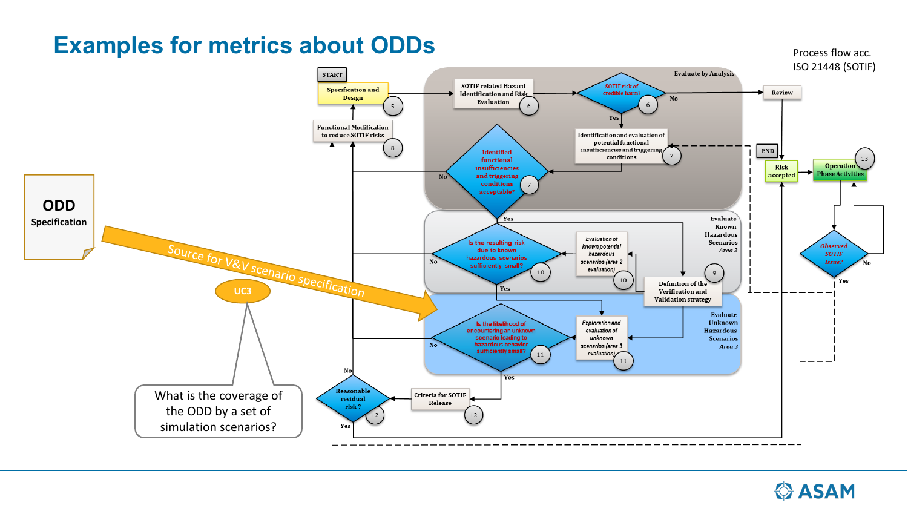# Examples for metrics about ODDs

Process flow acc. ISO 21448 (SOTIF)

**ODD Specification**

Source for V&V scenario specification

UC3

What is the coverage of the ODD by a set of simulation scenarios?

START

Specification and Design (5)

SOTIF related Hazard Identification and Risk Evaluation (6)

SOTIF risk of credible harm? (6)

Evaluate by Analysis

Review

Functional Modification to reduce SOTIF risks (8)

Identification and evaluation of potential functional insufficiencies and triggering conditions (7)

Identified functional insufficiencies and triggering conditions acceptable? (7)

END

Risk accepted

Operation Phase Activities (13)

Evaluate Known Hazardous Scenarios *Area 2*

Is the resulting risk due to known hazardous scenarios sufficiently small? (10)

*Evaluation of known potential hazardous scenarios (area 2 evaluation)* (10)

Definition of the Verification and Validation strategy (9)

*Observed SOTIF Issue?*

Evaluate Unknown Hazardous Scenarios *Area 3*

Is the likelihood of encountering an unknown scenario leading to hazardous behavior sufficiently small? (11)

*Exploration and evaluation of unknown scenarios (area 3 evaluation)* (11)

Reasonable residual risk? (12)

Criteria for SOTIF Release (12)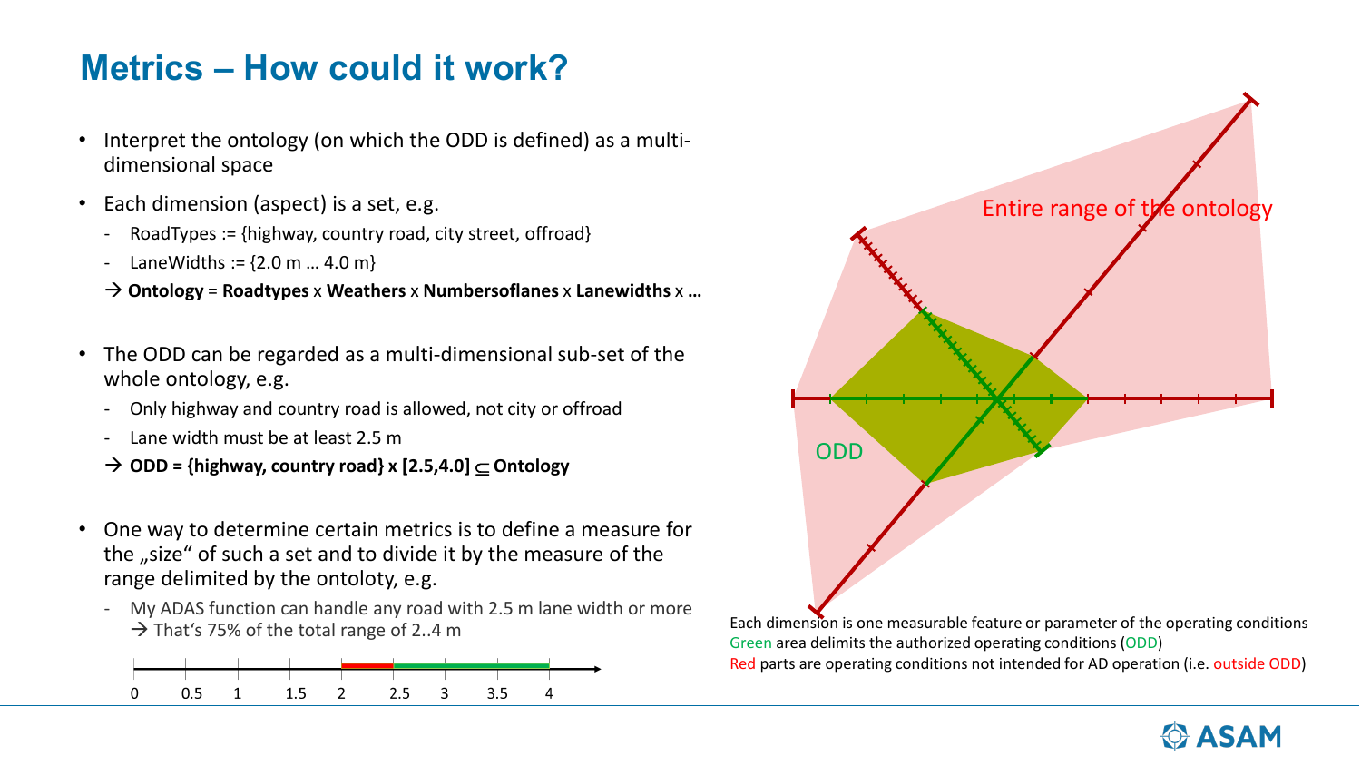# Metrics – How could it work?

- Interpret the ontology (on which the ODD is defined) as a multi-dimensional space
- Each dimension (aspect) is a set, e.g.
  - RoadTypes := {highway, country road, city street, offroad}
  - LaneWidths := {2.0 m … 4.0 m}

  → **Ontology** = **Roadtypes** x **Weathers** x **Numbersoflanes** x **Lanewidths** x **…**

- The ODD can be regarded as a multi-dimensional sub-set of the whole ontology, e.g.
  - Only highway and country road is allowed, not city or offroad
  - Lane width must be at least 2.5 m

  → **ODD = {highway, country road} x [2.5,4.0] $\subseteq$ Ontology**

- One way to determine certain metrics is to define a measure for the „size" of such a set and to divide it by the measure of the range delimited by the ontoloty, e.g.
  - My ADAS function can handle any road with 2.5 m lane width or more → That's 75% of the total range of 2..4 m

0 0.5 1 1.5 2 2.5 3 3.5 4

Entire range of the ontology

ODD

Each dimension is one measurable feature or parameter of the operating conditions
Green area delimits the authorized operating conditions (ODD)
Red parts are operating conditions not intended for AD operation (i.e. outside ODD)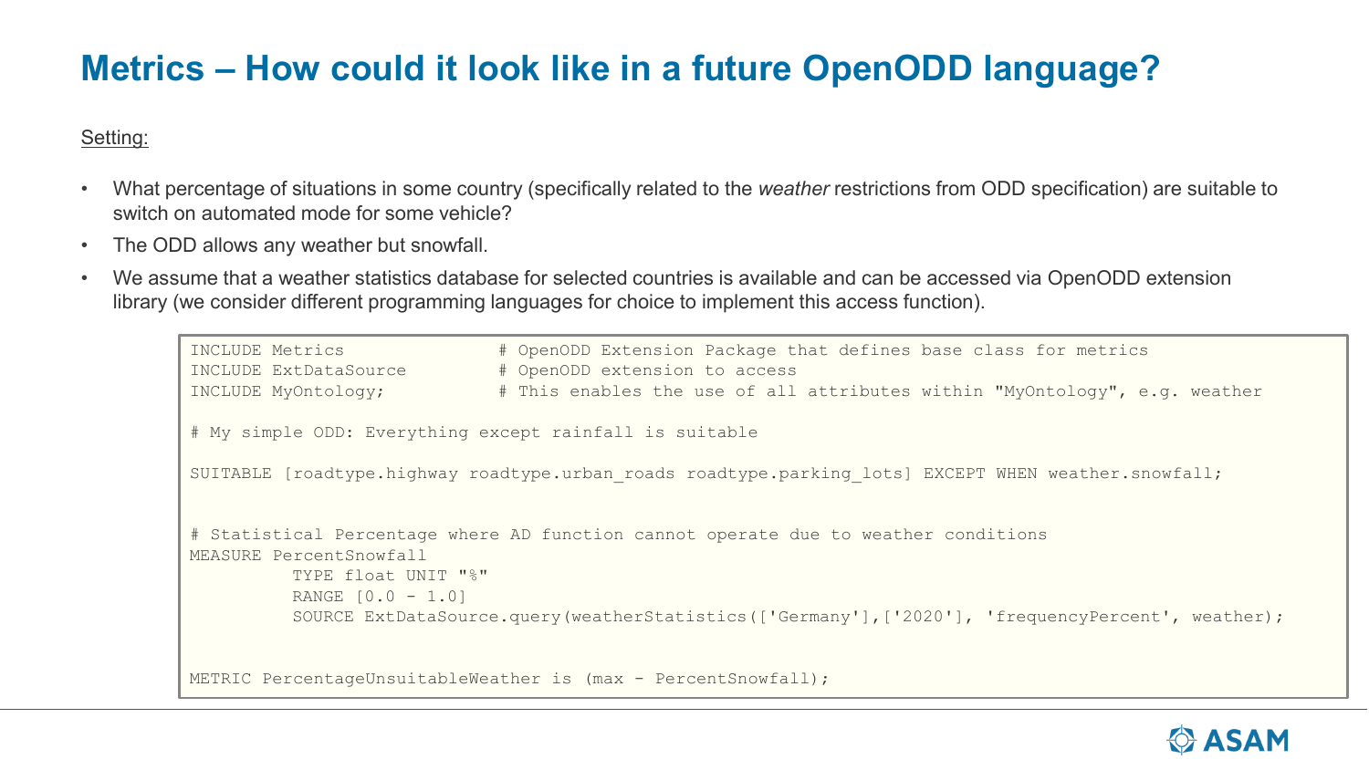# Metrics – How could it look like in a future OpenODD language?

Setting:

- What percentage of situations in some country (specifically related to the *weather* restrictions from ODD specification) are suitable to switch on automated mode for some vehicle?
- The ODD allows any weather but snowfall.
- We assume that a weather statistics database for selected countries is available and can be accessed via OpenODD extension library (we consider different programming languages for choice to implement this access function).

```
INCLUDE Metrics              # OpenODD Extension Package that defines base class for metrics
INCLUDE ExtDataSource        # OpenODD extension to access
INCLUDE MyOntology;          # This enables the use of all attributes within "MyOntology", e.g. weather

# My simple ODD: Everything except rainfall is suitable

SUITABLE [roadtype.highway roadtype.urban_roads roadtype.parking_lots] EXCEPT WHEN weather.snowfall;


# Statistical Percentage where AD function cannot operate due to weather conditions
MEASURE PercentSnowfall
          TYPE float UNIT "%"
          RANGE [0.0 - 1.0]
          SOURCE ExtDataSource.query(weatherStatistics(['Germany'],['2020'], 'frequencyPercent', weather);


METRIC PercentageUnsuitableWeather is (max - PercentSnowfall);
```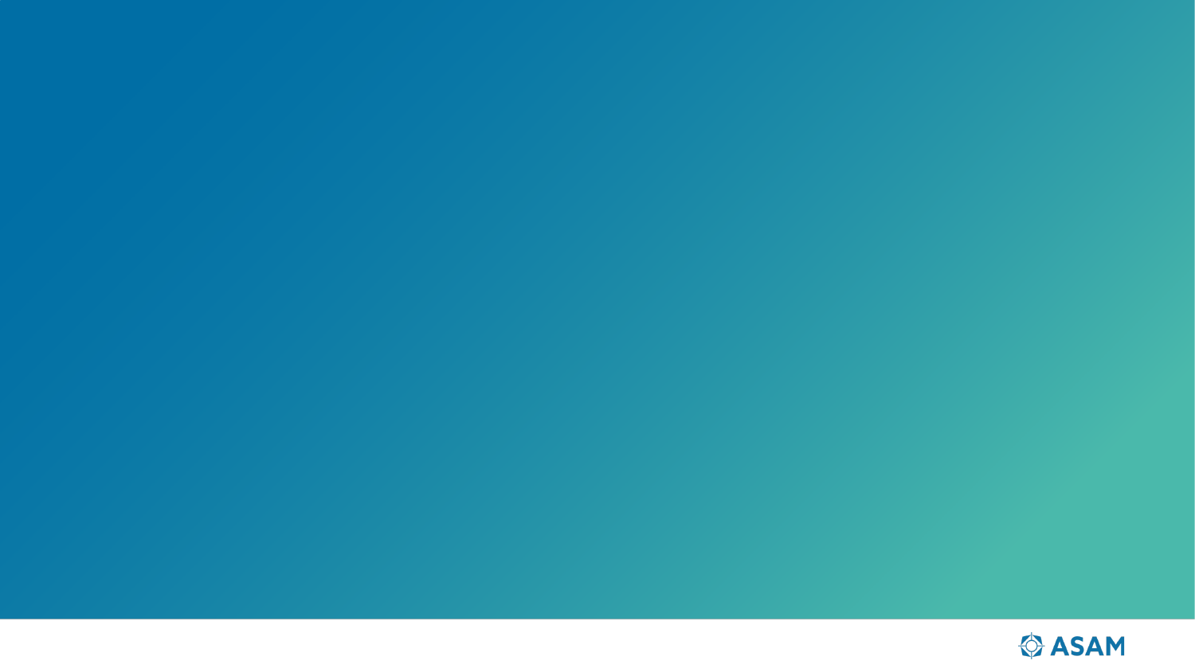ASAM